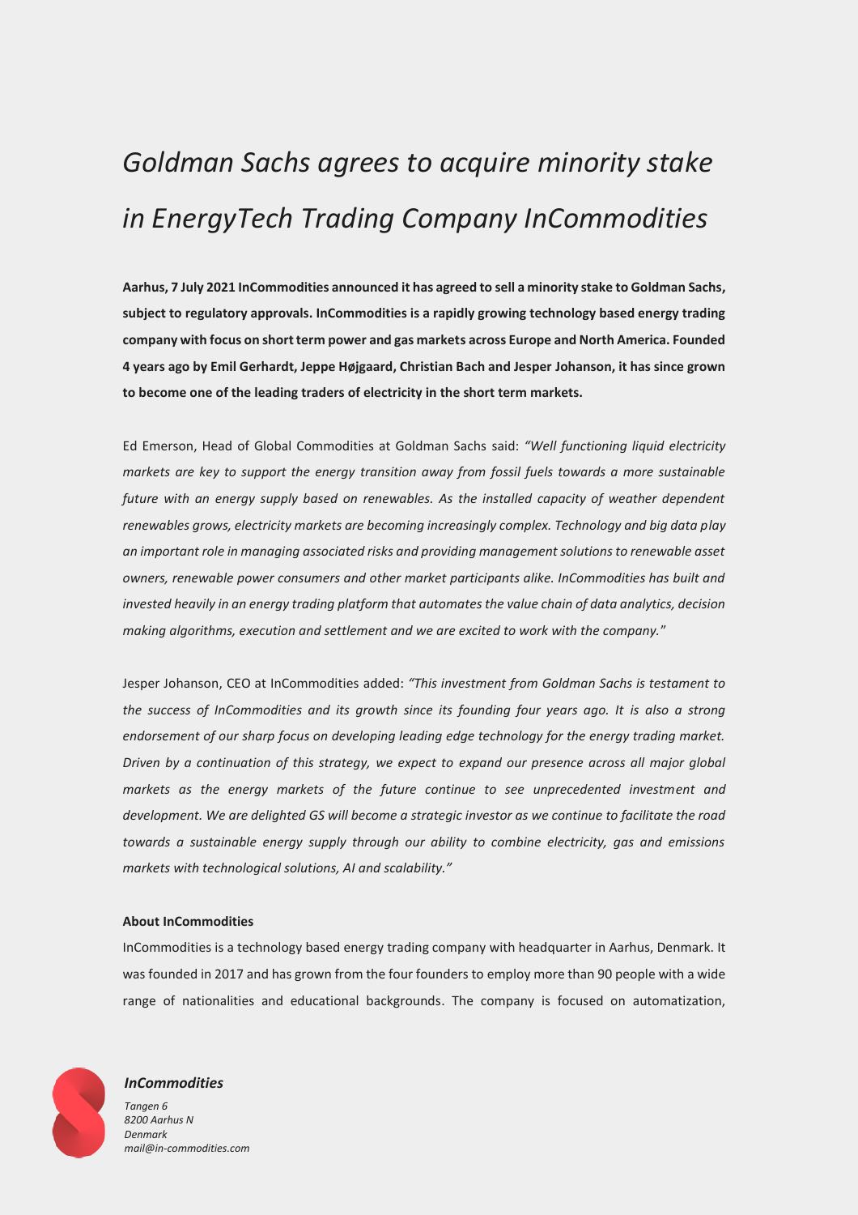// italic title
# *Goldman Sachs agrees to acquire minority stake in EnergyTech Trading Company InCommodities*

**Aarhus, 7 July 2021 InCommodities announced it has agreed to sell a minority stake to Goldman Sachs, subject to regulatory approvals. InCommodities is a rapidly growing technology based energy trading company with focus on short term power and gas markets across Europe and North America. Founded 4 years ago by Emil Gerhardt, Jeppe Højgaard, Christian Bach and Jesper Johanson, it has since grown to become one of the leading traders of electricity in the short term markets.**

Ed Emerson, Head of Global Commodities at Goldman Sachs said: *"Well functioning liquid electricity markets are key to support the energy transition away from fossil fuels towards a more sustainable future with an energy supply based on renewables. As the installed capacity of weather dependent renewables grows, electricity markets are becoming increasingly complex. Technology and big data play an important role in managing associated risks and providing management solutions to renewable asset owners, renewable power consumers and other market participants alike. InCommodities has built and invested heavily in an energy trading platform that automates the value chain of data analytics, decision making algorithms, execution and settlement and we are excited to work with the company.*"

Jesper Johanson, CEO at InCommodities added: *"This investment from Goldman Sachs is testament to the success of InCommodities and its growth since its founding four years ago. It is also a strong endorsement of our sharp focus on developing leading edge technology for the energy trading market. Driven by a continuation of this strategy, we expect to expand our presence across all major global markets as the energy markets of the future continue to see unprecedented investment and development. We are delighted GS will become a strategic investor as we continue to facilitate the road towards a sustainable energy supply through our ability to combine electricity, gas and emissions markets with technological solutions, AI and scalability."*

**About InCommodities**

InCommodities is a technology based energy trading company with headquarter in Aarhus, Denmark. It was founded in 2017 and has grown from the four founders to employ more than 90 people with a wide range of nationalities and educational backgrounds. The company is focused on automatization,

***InCommodities***

*Tangen 6*
*8200 Aarhus N*
*Denmark*
*mail@in-commodities.com*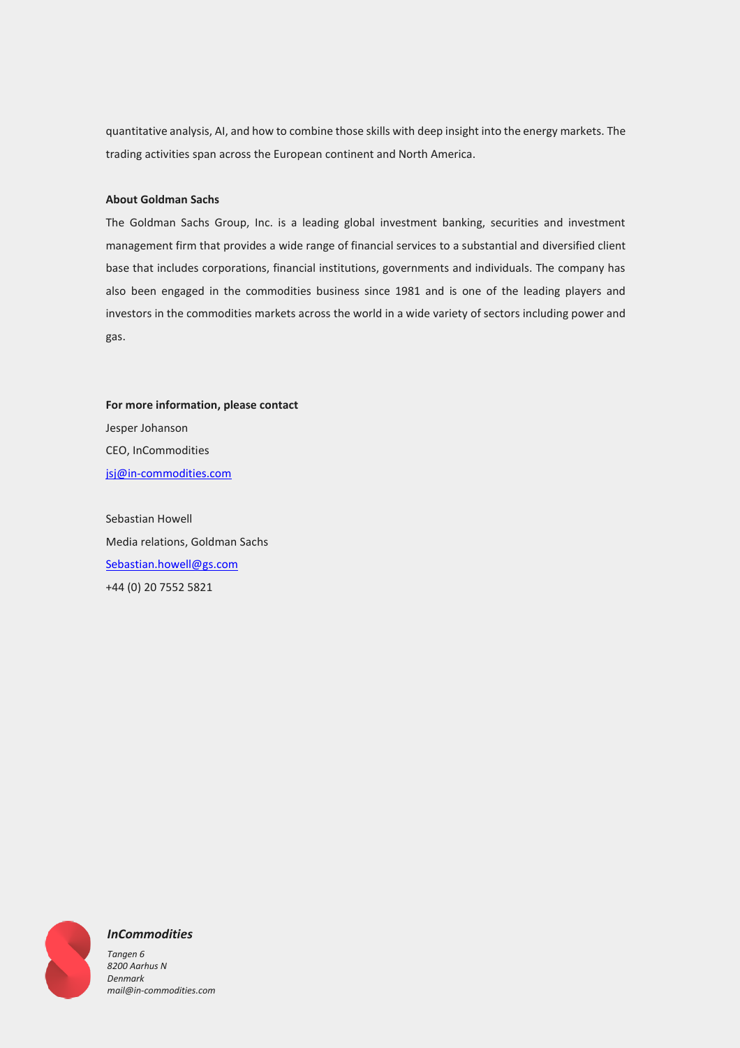quantitative analysis, AI, and how to combine those skills with deep insight into the energy markets. The trading activities span across the European continent and North America.

**About Goldman Sachs**

The Goldman Sachs Group, Inc. is a leading global investment banking, securities and investment management firm that provides a wide range of financial services to a substantial and diversified client base that includes corporations, financial institutions, governments and individuals. The company has also been engaged in the commodities business since 1981 and is one of the leading players and investors in the commodities markets across the world in a wide variety of sectors including power and gas.

**For more information, please contact**

Jesper Johanson
CEO, InCommodities
jsj@in-commodities.com

Sebastian Howell
Media relations, Goldman Sachs
Sebastian.howell@gs.com
+44 (0) 20 7552 5821

***InCommodities***

*Tangen 6*
*8200 Aarhus N*
*Denmark*
*mail@in-commodities.com*